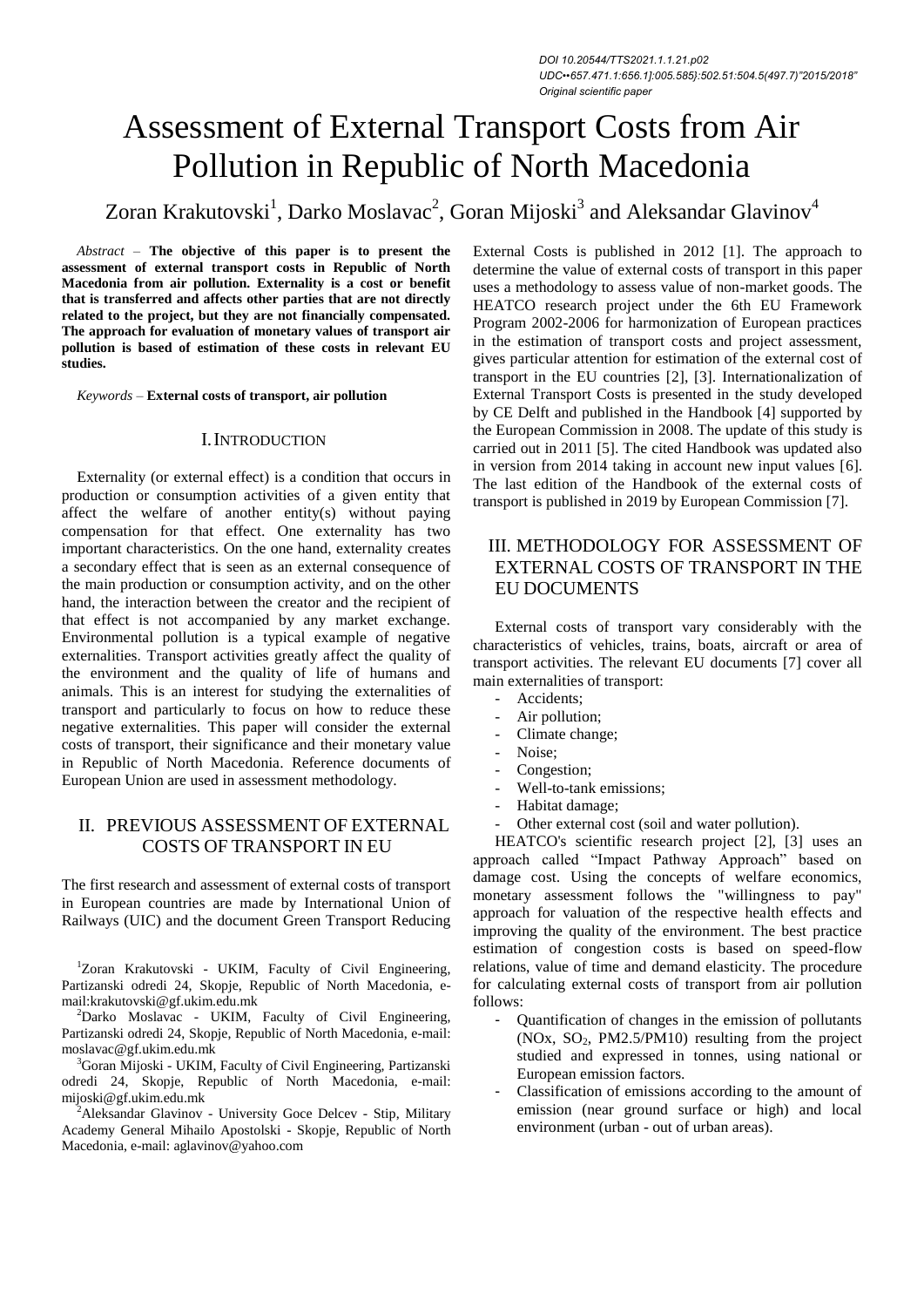DOI 10.20544/TTS2021.1.1.21.p02
UDC••657.471.1:656.1]:005.585}:502.51:504.5(497.7)"2015/2018"
Original scientific paper

# Assessment of External Transport Costs from Air Pollution in Republic of North Macedonia

Zoran Krakutovski[1], Darko Moslavac[2], Goran Mijoski[3] and Aleksandar Glavinov[4]

*Abstract* – **The objective of this paper is to present the assessment of external transport costs in Republic of North Macedonia from air pollution. Externality is a cost or benefit that is transferred and affects other parties that are not directly related to the project, but they are not financially compensated. The approach for evaluation of monetary values of transport air pollution is based of estimation of these costs in relevant EU studies.**

*Keywords* – **External costs of transport, air pollution**

## I. INTRODUCTION

Externality (or external effect) is a condition that occurs in production or consumption activities of a given entity that affect the welfare of another entity(s) without paying compensation for that effect. One externality has two important characteristics. On the one hand, externality creates a secondary effect that is seen as an external consequence of the main production or consumption activity, and on the other hand, the interaction between the creator and the recipient of that effect is not accompanied by any market exchange. Environmental pollution is a typical example of negative externalities. Transport activities greatly affect the quality of the environment and the quality of life of humans and animals. This is an interest for studying the externalities of transport and particularly to focus on how to reduce these negative externalities. This paper will consider the external costs of transport, their significance and their monetary value in Republic of North Macedonia. Reference documents of European Union are used in assessment methodology.

## II. PREVIOUS ASSESSMENT OF EXTERNAL COSTS OF TRANSPORT IN EU

The first research and assessment of external costs of transport in European countries are made by International Union of Railways (UIC) and the document Green Transport Reducing External Costs is published in 2012 [1]. The approach to determine the value of external costs of transport in this paper uses a methodology to assess value of non-market goods. The HEATCO research project under the 6th EU Framework Program 2002-2006 for harmonization of European practices in the estimation of transport costs and project assessment, gives particular attention for estimation of the external cost of transport in the EU countries [2], [3]. Internationalization of External Transport Costs is presented in the study developed by CE Delft and published in the Handbook [4] supported by the European Commission in 2008. The update of this study is carried out in 2011 [5]. The cited Handbook was updated also in version from 2014 taking in account new input values [6]. The last edition of the Handbook of the external costs of transport is published in 2019 by European Commission [7].

## III. METHODOLOGY FOR ASSESSMENT OF EXTERNAL COSTS OF TRANSPORT IN THE EU DOCUMENTS

External costs of transport vary considerably with the characteristics of vehicles, trains, boats, aircraft or area of transport activities. The relevant EU documents [7] cover all main externalities of transport:

- Accidents;
- Air pollution;
- Climate change;
- Noise;
- Congestion;
- Well-to-tank emissions;
- Habitat damage;
- Other external cost (soil and water pollution).

HEATCO's scientific research project [2], [3] uses an approach called "Impact Pathway Approach" based on damage cost. Using the concepts of welfare economics, monetary assessment follows the "willingness to pay" approach for valuation of the respective health effects and improving the quality of the environment. The best practice estimation of congestion costs is based on speed-flow relations, value of time and demand elasticity. The procedure for calculating external costs of transport from air pollution follows:

- Quantification of changes in the emission of pollutants ($NO_x$, $SO_2$, PM2.5/PM10) resulting from the project studied and expressed in tonnes, using national or European emission factors.
- Classification of emissions according to the amount of emission (near ground surface or high) and local environment (urban - out of urban areas).

[1]Zoran Krakutovski - UKIM, Faculty of Civil Engineering, Partizanski odredi 24, Skopje, Republic of North Macedonia, e-mail:krakutovski@gf.ukim.edu.mk

[2]Darko Moslavac - UKIM, Faculty of Civil Engineering, Partizanski odredi 24, Skopje, Republic of North Macedonia, e-mail: moslavac@gf.ukim.edu.mk

[3]Goran Mijoski - UKIM, Faculty of Civil Engineering, Partizanski odredi 24, Skopje, Republic of North Macedonia, e-mail: mijoski@gf.ukim.edu.mk

[2]Aleksandar Glavinov - University Goce Delcev - Stip, Military Academy General Mihailo Apostolski - Skopje, Republic of North Macedonia, e-mail: aglavinov@yahoo.com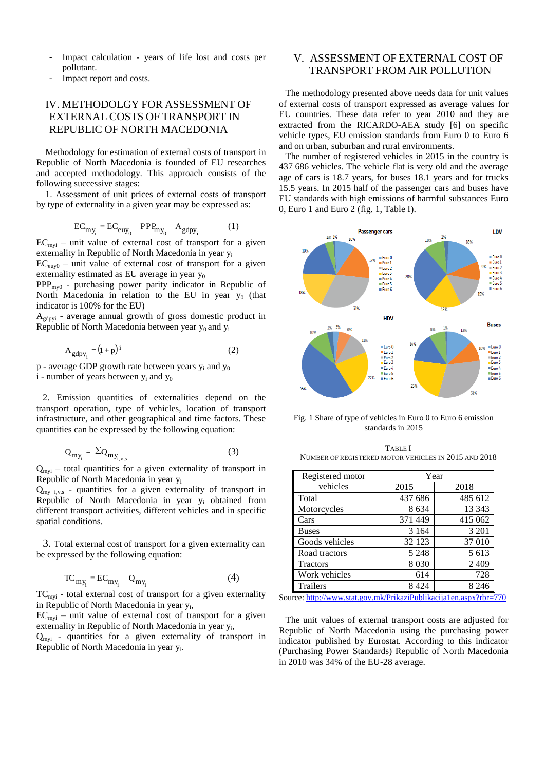- Impact calculation - years of life lost and costs per pollutant.
- Impact report and costs.

## IV. METHODOLGY FOR ASSESSMENT OF EXTERNAL COSTS OF TRANSPORT IN REPUBLIC OF NORTH MACEDONIA

Methodology for estimation of external costs of transport in Republic of North Macedonia is founded of EU researches and accepted methodology. This approach consists of the following successive stages:

1. Assessment of unit prices of external costs of transport by type of externality in a given year may be expressed as:

$$EC_{my_i} = EC_{euy_0} \;\; PPP_{my_0} \;\; A_{gdpy_i} \qquad (1)$$

$EC_{myi}$ – unit value of external cost of transport for a given externality in Republic of North Macedonia in year $y_i$

$EC_{euy0}$ – unit value of external cost of transport for a given externality estimated as EU average in year $y_0$

$PPP_{my0}$ - purchasing power parity indicator in Republic of North Macedonia in relation to the EU in year $y_0$ (that indicator is 100% for the EU)

$A_{gdpyi}$ - average annual growth of gross domestic product in Republic of North Macedonia between year $y_0$ and $y_i$

$$A_{gdpy_i} = (1 + p)^i \qquad (2)$$

p - average GDP growth rate between years $y_i$ and $y_0$

i - number of years between $y_i$ and $y_0$

2. Emission quantities of externalities depend on the transport operation, type of vehicles, location of transport infrastructure, and other geographical and time factors. These quantities can be expressed by the following equation:

$$Q_{my_i} = \Sigma Q_{my_{i,v,s}} \qquad (3)$$

$Q_{myi}$ – total quantities for a given externality of transport in Republic of North Macedonia in year $y_i$

$Q_{my\ i,v,s}$ - quantities for a given externality of transport in Republic of North Macedonia in year $y_i$ obtained from different transport activities, different vehicles and in specific spatial conditions.

3. Total external cost of transport for a given externality can be expressed by the following equation:

$$TC_{my_i} = EC_{my_i} \;\; Q_{my_i} \qquad (4)$$

$TC_{myi}$ - total external cost of transport for a given externality in Republic of North Macedonia in year $y_i$,

$EC_{myi}$ – unit value of external cost of transport for a given externality in Republic of North Macedonia in year $y_i$,

$Q_{myi}$ - quantities for a given externality of transport in Republic of North Macedonia in year $y_i$.

## V. ASSESSMENT OF EXTERNAL COST OF TRANSPORT FROM AIR POLLUTION

The methodology presented above needs data for unit values of external costs of transport expressed as average values for EU countries. These data refer to year 2010 and they are extracted from the RICARDO-AEA study [6] on specific vehicle types, EU emission standards from Euro 0 to Euro 6 and on urban, suburban and rural environments.

The number of registered vehicles in 2015 in the country is 437 686 vehicles. The vehicle flat is very old and the average age of cars is 18.7 years, for buses 18.1 years and for trucks 15.5 years. In 2015 half of the passenger cars and buses have EU standards with high emissions of harmful substances Euro 0, Euro 1 and Euro 2 (fig. 1, Table I).

Fig. 1 Share of type of vehicles in Euro 0 to Euro 6 emission standards in 2015

TABLE I
NUMBER OF REGISTERED MOTOR VEHICLES IN 2015 AND 2018

| Registered motor vehicles | Year | |
|---|---|---|
| | 2015 | 2018 |
| Total | 437 686 | 485 612 |
| Motorcycles | 8 634 | 13 343 |
| Cars | 371 449 | 415 062 |
| Buses | 3 164 | 3 201 |
| Goods vehicles | 32 123 | 37 010 |
| Road tractors | 5 248 | 5 613 |
| Tractors | 8 030 | 2 409 |
| Work vehicles | 614 | 728 |
| Trailers | 8 424 | 8 246 |

Source: http://www.stat.gov.mk/PrikaziPublikacija1en.aspx?rbr=770

The unit values of external transport costs are adjusted for Republic of North Macedonia using the purchasing power indicator published by Eurostat. According to this indicator (Purchasing Power Standards) Republic of North Macedonia in 2010 was 34% of the EU-28 average.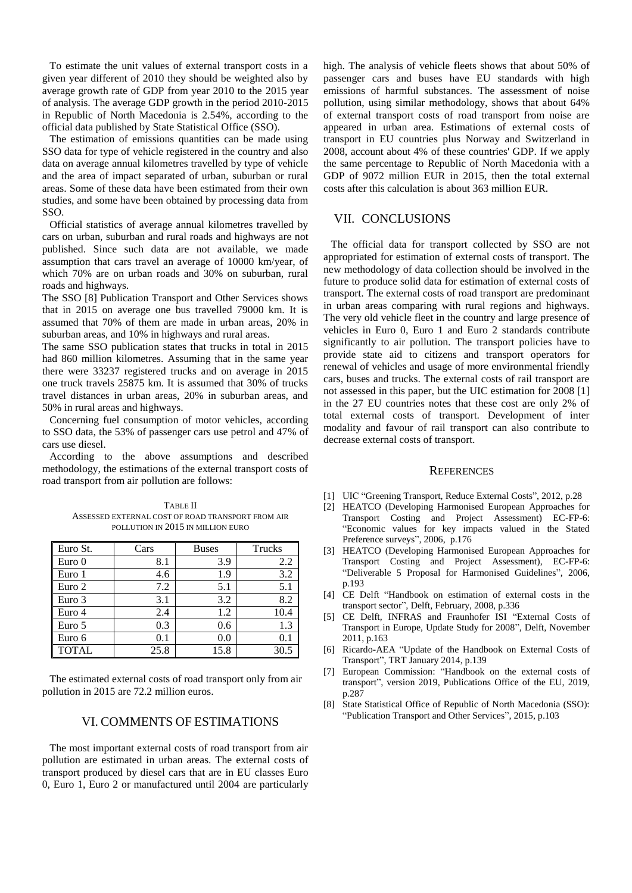To estimate the unit values of external transport costs in a given year different of 2010 they should be weighted also by average growth rate of GDP from year 2010 to the 2015 year of analysis. The average GDP growth in the period 2010-2015 in Republic of North Macedonia is 2.54%, according to the official data published by State Statistical Office (SSO).

The estimation of emissions quantities can be made using SSO data for type of vehicle registered in the country and also data on average annual kilometres travelled by type of vehicle and the area of impact separated of urban, suburban or rural areas. Some of these data have been estimated from their own studies, and some have been obtained by processing data from SSO.

Official statistics of average annual kilometres travelled by cars on urban, suburban and rural roads and highways are not published. Since such data are not available, we made assumption that cars travel an average of 10000 km/year, of which 70% are on urban roads and 30% on suburban, rural roads and highways.

The SSO [8] Publication Transport and Other Services shows that in 2015 on average one bus travelled 79000 km. It is assumed that 70% of them are made in urban areas, 20% in suburban areas, and 10% in highways and rural areas.

The same SSO publication states that trucks in total in 2015 had 860 million kilometres. Assuming that in the same year there were 33237 registered trucks and on average in 2015 one truck travels 25875 km. It is assumed that 30% of trucks travel distances in urban areas, 20% in suburban areas, and 50% in rural areas and highways.

Concerning fuel consumption of motor vehicles, according to SSO data, the 53% of passenger cars use petrol and 47% of cars use diesel.

According to the above assumptions and described methodology, the estimations of the external transport costs of road transport from air pollution are follows:

TABLE II
ASSESSED EXTERNAL COST OF ROAD TRANSPORT FROM AIR POLLUTION IN 2015 IN MILLION EURO

| Euro St. | Cars | Buses | Trucks |
|---|---|---|---|
| Euro 0 | 8.1 | 3.9 | 2.2 |
| Euro 1 | 4.6 | 1.9 | 3.2 |
| Euro 2 | 7.2 | 5.1 | 5.1 |
| Euro 3 | 3.1 | 3.2 | 8.2 |
| Euro 4 | 2.4 | 1.2 | 10.4 |
| Euro 5 | 0.3 | 0.6 | 1.3 |
| Euro 6 | 0.1 | 0.0 | 0.1 |
| TOTAL | 25.8 | 15.8 | 30.5 |

The estimated external costs of road transport only from air pollution in 2015 are 72.2 million euros.

## VI. COMMENTS OF ESTIMATIONS

The most important external costs of road transport from air pollution are estimated in urban areas. The external costs of transport produced by diesel cars that are in EU classes Euro 0, Euro 1, Euro 2 or manufactured until 2004 are particularly high. The analysis of vehicle fleets shows that about 50% of passenger cars and buses have EU standards with high emissions of harmful substances. The assessment of noise pollution, using similar methodology, shows that about 64% of external transport costs of road transport from noise are appeared in urban area. Estimations of external costs of transport in EU countries plus Norway and Switzerland in 2008, account about 4% of these countries' GDP. If we apply the same percentage to Republic of North Macedonia with a GDP of 9072 million EUR in 2015, then the total external costs after this calculation is about 363 million EUR.

## VII. CONCLUSIONS

The official data for transport collected by SSO are not appropriated for estimation of external costs of transport. The new methodology of data collection should be involved in the future to produce solid data for estimation of external costs of transport. The external costs of road transport are predominant in urban areas comparing with rural regions and highways. The very old vehicle fleet in the country and large presence of vehicles in Euro 0, Euro 1 and Euro 2 standards contribute significantly to air pollution. The transport policies have to provide state aid to citizens and transport operators for renewal of vehicles and usage of more environmental friendly cars, buses and trucks. The external costs of rail transport are not assessed in this paper, but the UIC estimation for 2008 [1] in the 27 EU countries notes that these cost are only 2% of total external costs of transport. Development of inter modality and favour of rail transport can also contribute to decrease external costs of transport.

## REFERENCES

[1] UIC "Greening Transport, Reduce External Costs", 2012, p.28

[2] HEATCO (Developing Harmonised European Approaches for Transport Costing and Project Assessment) EC-FP-6: "Economic values for key impacts valued in the Stated Preference surveys", 2006, p.176

[3] HEATCO (Developing Harmonised European Approaches for Transport Costing and Project Assessment), EC-FP-6: "Deliverable 5 Proposal for Harmonised Guidelines", 2006, p.193

[4] CE Delft "Handbook on estimation of external costs in the transport sector", Delft, February, 2008, p.336

[5] CE Delft, INFRAS and Fraunhofer ISI "External Costs of Transport in Europe, Update Study for 2008", Delft, November 2011, p.163

[6] Ricardo-AEA "Update of the Handbook on External Costs of Transport", TRT January 2014, p.139

[7] European Commission: "Handbook on the external costs of transport", version 2019, Publications Office of the EU, 2019, p.287

[8] State Statistical Office of Republic of North Macedonia (SSO): "Publication Transport and Other Services", 2015, p.103